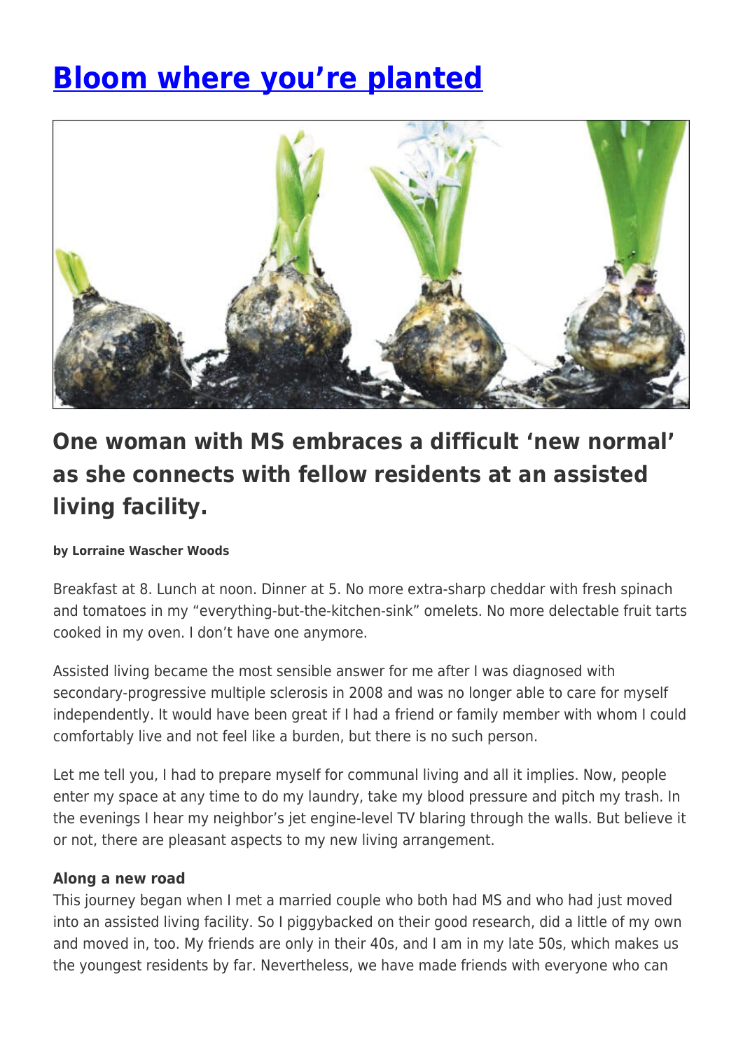# Bloom where you're planted

## One woman with MS embraces a difficult 'new normal' as she connects with fellow residents at an assisted living facility.

**by Lorraine Wascher Woods**

Breakfast at 8. Lunch at noon. Dinner at 5. No more extra-sharp cheddar with fresh spinach and tomatoes in my "everything-but-the-kitchen-sink" omelets. No more delectable fruit tarts cooked in my oven. I don't have one anymore.

Assisted living became the most sensible answer for me after I was diagnosed with secondary-progressive multiple sclerosis in 2008 and was no longer able to care for myself independently. It would have been great if I had a friend or family member with whom I could comfortably live and not feel like a burden, but there is no such person.

Let me tell you, I had to prepare myself for communal living and all it implies. Now, people enter my space at any time to do my laundry, take my blood pressure and pitch my trash. In the evenings I hear my neighbor's jet engine-level TV blaring through the walls. But believe it or not, there are pleasant aspects to my new living arrangement.

**Along a new road**

This journey began when I met a married couple who both had MS and who had just moved into an assisted living facility. So I piggybacked on their good research, did a little of my own and moved in, too. My friends are only in their 40s, and I am in my late 50s, which makes us the youngest residents by far. Nevertheless, we have made friends with everyone who can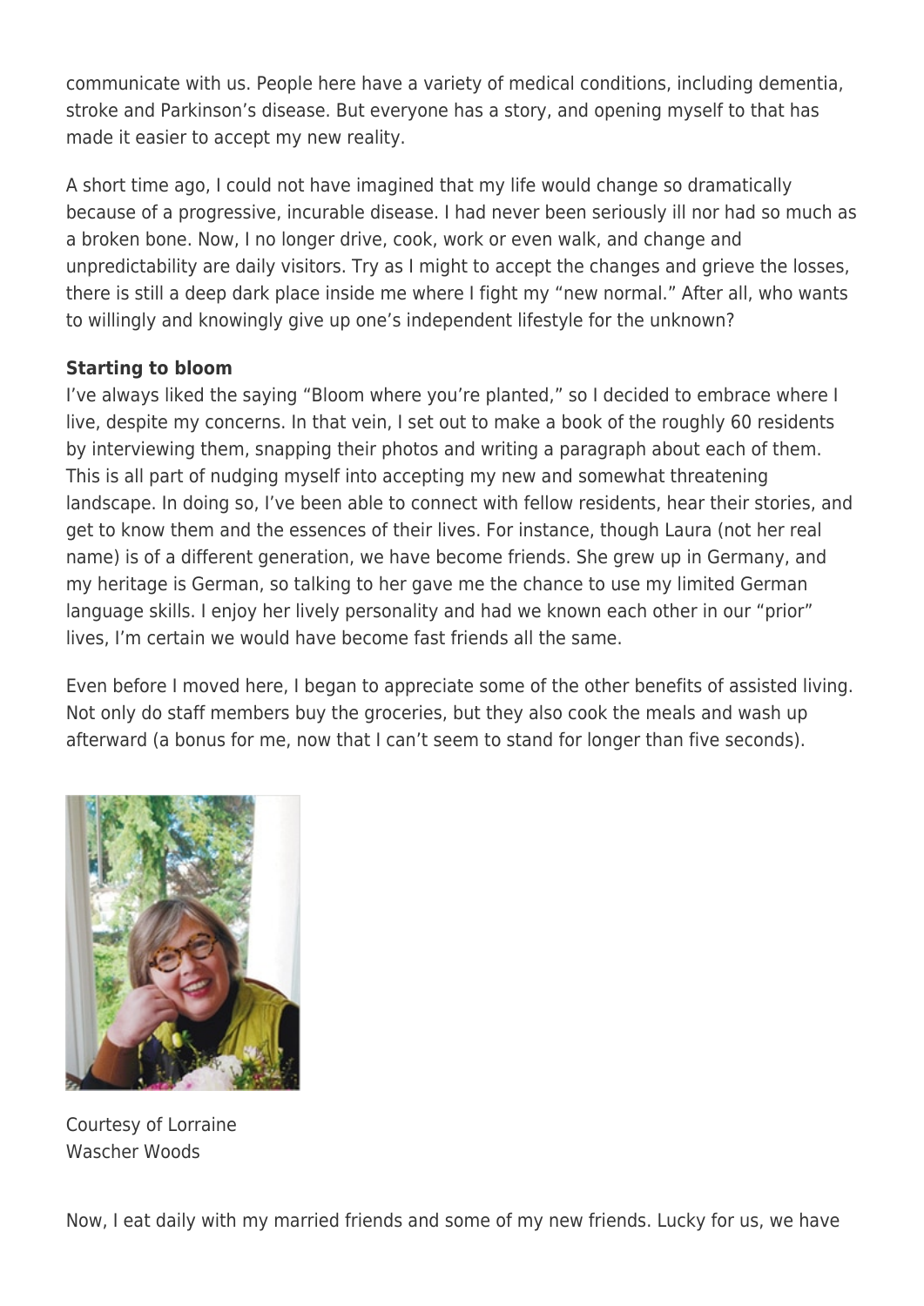communicate with us. People here have a variety of medical conditions, including dementia, stroke and Parkinson's disease. But everyone has a story, and opening myself to that has made it easier to accept my new reality.

A short time ago, I could not have imagined that my life would change so dramatically because of a progressive, incurable disease. I had never been seriously ill nor had so much as a broken bone. Now, I no longer drive, cook, work or even walk, and change and unpredictability are daily visitors. Try as I might to accept the changes and grieve the losses, there is still a deep dark place inside me where I fight my "new normal." After all, who wants to willingly and knowingly give up one's independent lifestyle for the unknown?

**Starting to bloom**

I've always liked the saying "Bloom where you're planted," so I decided to embrace where I live, despite my concerns. In that vein, I set out to make a book of the roughly 60 residents by interviewing them, snapping their photos and writing a paragraph about each of them. This is all part of nudging myself into accepting my new and somewhat threatening landscape. In doing so, I've been able to connect with fellow residents, hear their stories, and get to know them and the essences of their lives. For instance, though Laura (not her real name) is of a different generation, we have become friends. She grew up in Germany, and my heritage is German, so talking to her gave me the chance to use my limited German language skills. I enjoy her lively personality and had we known each other in our "prior" lives, I'm certain we would have become fast friends all the same.

Even before I moved here, I began to appreciate some of the other benefits of assisted living. Not only do staff members buy the groceries, but they also cook the meals and wash up afterward (a bonus for me, now that I can't seem to stand for longer than five seconds).

Courtesy of Lorraine Wascher Woods

Now, I eat daily with my married friends and some of my new friends. Lucky for us, we have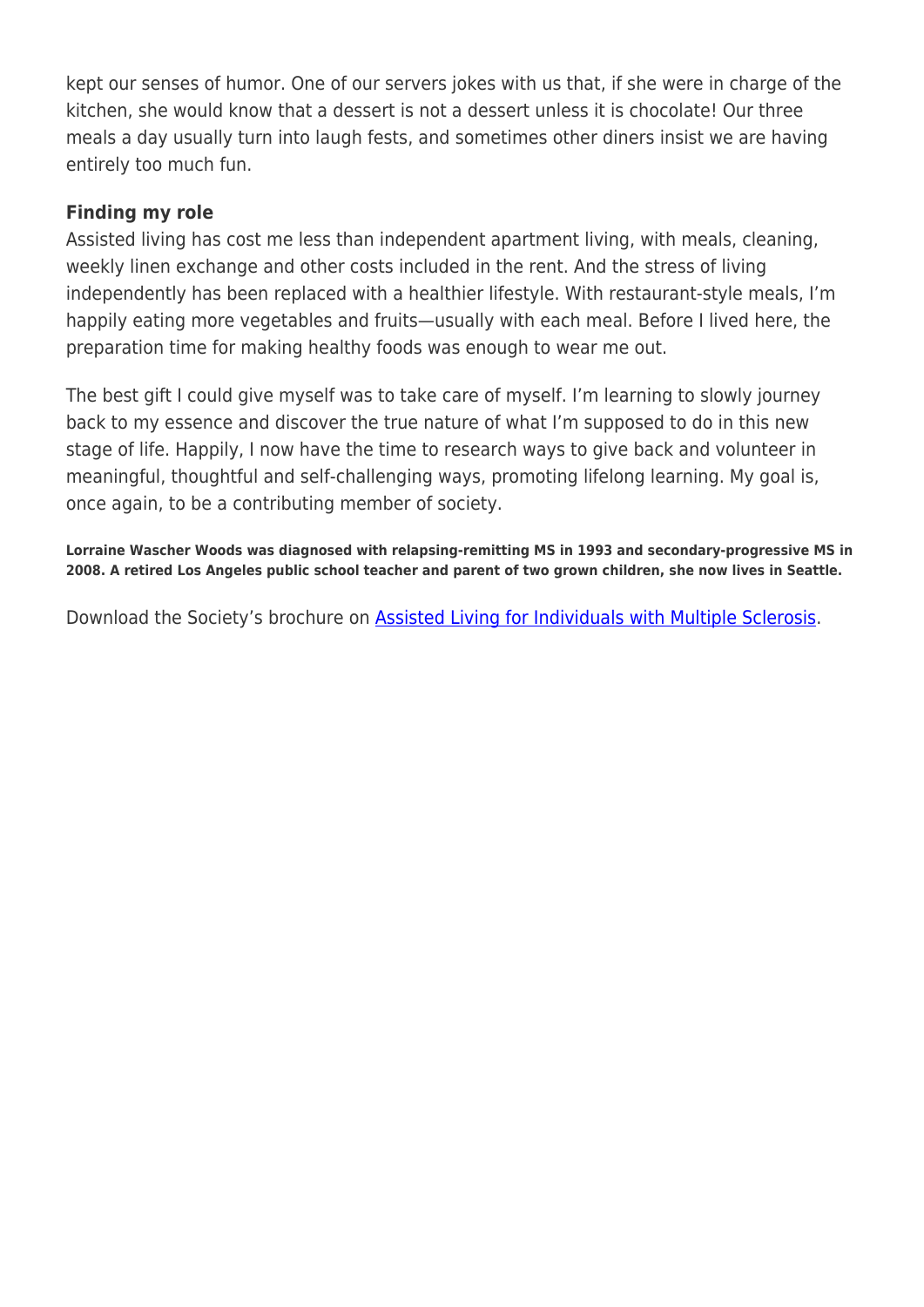kept our senses of humor. One of our servers jokes with us that, if she were in charge of the kitchen, she would know that a dessert is not a dessert unless it is chocolate! Our three meals a day usually turn into laugh fests, and sometimes other diners insist we are having entirely too much fun.

### Finding my role

Assisted living has cost me less than independent apartment living, with meals, cleaning, weekly linen exchange and other costs included in the rent. And the stress of living independently has been replaced with a healthier lifestyle. With restaurant-style meals, I'm happily eating more vegetables and fruits—usually with each meal. Before I lived here, the preparation time for making healthy foods was enough to wear me out.

The best gift I could give myself was to take care of myself. I'm learning to slowly journey back to my essence and discover the true nature of what I'm supposed to do in this new stage of life. Happily, I now have the time to research ways to give back and volunteer in meaningful, thoughtful and self-challenging ways, promoting lifelong learning. My goal is, once again, to be a contributing member of society.

**Lorraine Wascher Woods was diagnosed with relapsing-remitting MS in 1993 and secondary-progressive MS in 2008. A retired Los Angeles public school teacher and parent of two grown children, she now lives in Seattle.**

Download the Society's brochure on [Assisted Living for Individuals with Multiple Sclerosis](#).